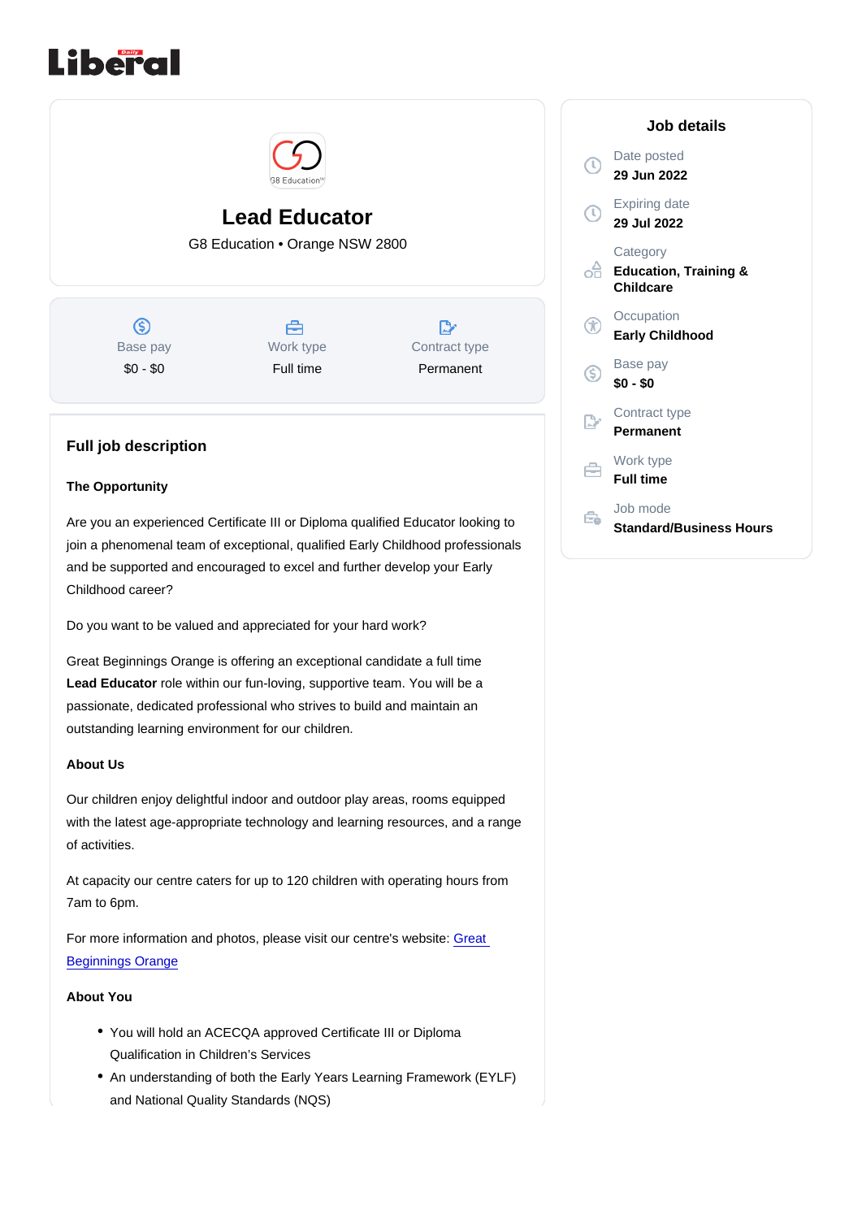# Lead Educator

G8 Education • Orange NSW 2800

| Base pay | Work type | Contract type |
| --- | --- | --- |
| $0 - $0 | Full time | Permanent |

## Job details

Date posted
**29 Jun 2022**

Expiring date
**29 Jul 2022**

Category
**Education, Training & Childcare**

Occupation
**Early Childhood**

Base pay
**$0 - $0**

Contract type
**Permanent**

Work type
**Full time**

Job mode
**Standard/Business Hours**

## Full job description

**The Opportunity**

Are you an experienced Certificate III or Diploma qualified Educator looking to join a phenomenal team of exceptional, qualified Early Childhood professionals and be supported and encouraged to excel and further develop your Early Childhood career?

Do you want to be valued and appreciated for your hard work?

Great Beginnings Orange is offering an exceptional candidate a full time **Lead Educator** role within our fun-loving, supportive team. You will be a passionate, dedicated professional who strives to build and maintain an outstanding learning environment for our children.

**About Us**

Our children enjoy delightful indoor and outdoor play areas, rooms equipped with the latest age-appropriate technology and learning resources, and a range of activities.

At capacity our centre caters for up to 120 children with operating hours from 7am to 6pm.

For more information and photos, please visit our centre's website: Great Beginnings Orange

**About You**

- You will hold an ACECQA approved Certificate III or Diploma Qualification in Children's Services
- An understanding of both the Early Years Learning Framework (EYLF) and National Quality Standards (NQS)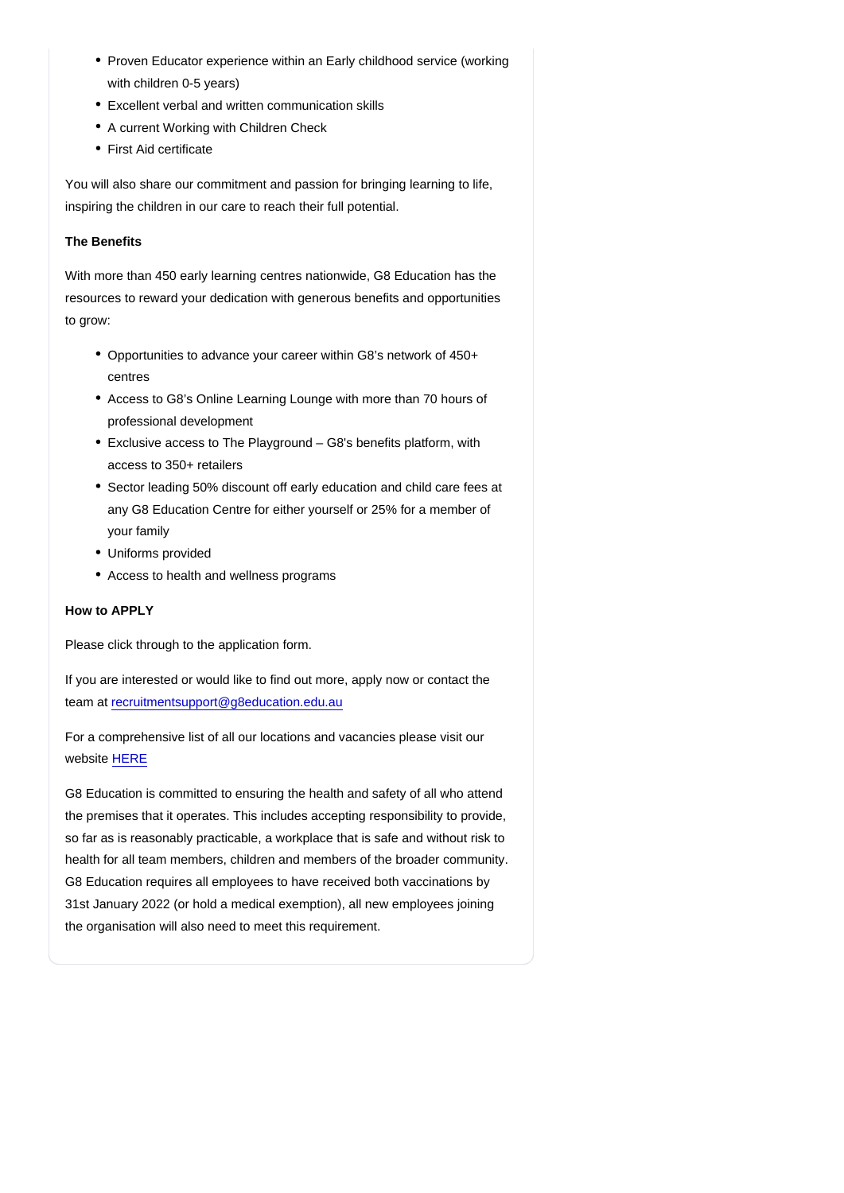- Proven Educator experience within an Early childhood service (working with children 0-5 years)
- Excellent verbal and written communication skills
- A current Working with Children Check
- First Aid certificate

You will also share our commitment and passion for bringing learning to life, inspiring the children in our care to reach their full potential.

**The Benefits**

With more than 450 early learning centres nationwide, G8 Education has the resources to reward your dedication with generous benefits and opportunities to grow:

- Opportunities to advance your career within G8's network of 450+ centres
- Access to G8's Online Learning Lounge with more than 70 hours of professional development
- Exclusive access to The Playground – G8's benefits platform, with access to 350+ retailers
- Sector leading 50% discount off early education and child care fees at any G8 Education Centre for either yourself or 25% for a member of your family
- Uniforms provided
- Access to health and wellness programs

**How to APPLY**

Please click through to the application form.

If you are interested or would like to find out more, apply now or contact the team at recruitmentsupport@g8education.edu.au

For a comprehensive list of all our locations and vacancies please visit our website HERE

G8 Education is committed to ensuring the health and safety of all who attend the premises that it operates. This includes accepting responsibility to provide, so far as is reasonably practicable, a workplace that is safe and without risk to health for all team members, children and members of the broader community. G8 Education requires all employees to have received both vaccinations by 31st January 2022 (or hold a medical exemption), all new employees joining the organisation will also need to meet this requirement.